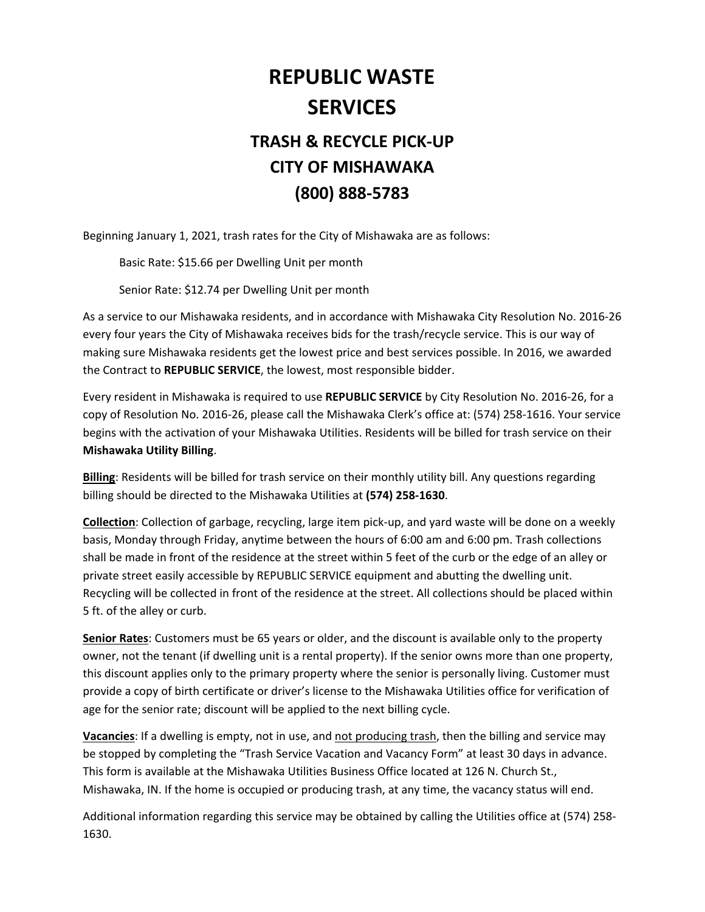# REPUBLIC WASTE SERVICES

## TRASH & RECYCLE PICK-UP
## CITY OF MISHAWAKA
## (800) 888-5783

Beginning January 1, 2021, trash rates for the City of Mishawaka are as follows:

Basic Rate: $15.66 per Dwelling Unit per month

Senior Rate: $12.74 per Dwelling Unit per month

As a service to our Mishawaka residents, and in accordance with Mishawaka City Resolution No. 2016-26 every four years the City of Mishawaka receives bids for the trash/recycle service. This is our way of making sure Mishawaka residents get the lowest price and best services possible. In 2016, we awarded the Contract to **REPUBLIC SERVICE**, the lowest, most responsible bidder.

Every resident in Mishawaka is required to use **REPUBLIC SERVICE** by City Resolution No. 2016-26, for a copy of Resolution No. 2016-26, please call the Mishawaka Clerk's office at: (574) 258-1616. Your service begins with the activation of your Mishawaka Utilities. Residents will be billed for trash service on their **Mishawaka Utility Billing**.

**<u>Billing</u>**: Residents will be billed for trash service on their monthly utility bill. Any questions regarding billing should be directed to the Mishawaka Utilities at **(574) 258-1630**.

**<u>Collection</u>**: Collection of garbage, recycling, large item pick-up, and yard waste will be done on a weekly basis, Monday through Friday, anytime between the hours of 6:00 am and 6:00 pm. Trash collections shall be made in front of the residence at the street within 5 feet of the curb or the edge of an alley or private street easily accessible by REPUBLIC SERVICE equipment and abutting the dwelling unit. Recycling will be collected in front of the residence at the street. All collections should be placed within 5 ft. of the alley or curb.

**<u>Senior Rates</u>**: Customers must be 65 years or older, and the discount is available only to the property owner, not the tenant (if dwelling unit is a rental property). If the senior owns more than one property, this discount applies only to the primary property where the senior is personally living. Customer must provide a copy of birth certificate or driver's license to the Mishawaka Utilities office for verification of age for the senior rate; discount will be applied to the next billing cycle.

**<u>Vacancies</u>**: If a dwelling is empty, not in use, and <u>not producing trash</u>, then the billing and service may be stopped by completing the "Trash Service Vacation and Vacancy Form" at least 30 days in advance. This form is available at the Mishawaka Utilities Business Office located at 126 N. Church St., Mishawaka, IN. If the home is occupied or producing trash, at any time, the vacancy status will end.

Additional information regarding this service may be obtained by calling the Utilities office at (574) 258-1630.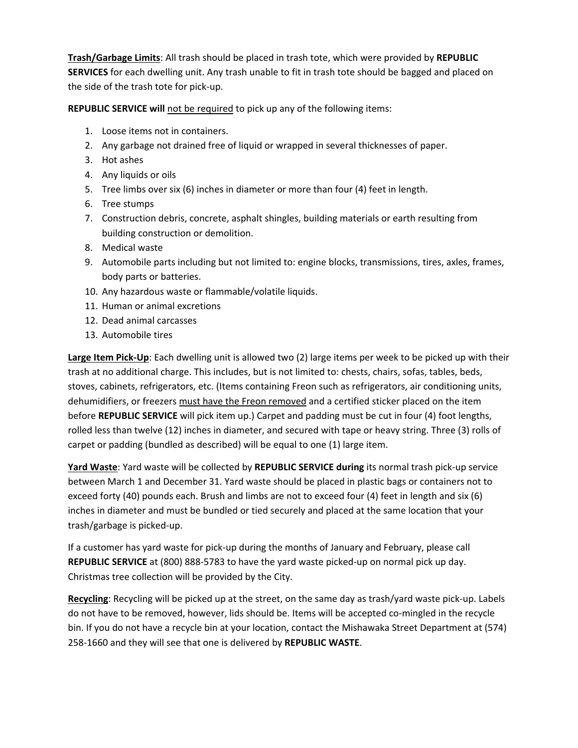**<u>Trash/Garbage Limits</u>**: All trash should be placed in trash tote, which were provided by **REPUBLIC SERVICES** for each dwelling unit. Any trash unable to fit in trash tote should be bagged and placed on the side of the trash tote for pick-up.

**REPUBLIC SERVICE will** <u>not be required</u> to pick up any of the following items:

1. Loose items not in containers.
2. Any garbage not drained free of liquid or wrapped in several thicknesses of paper.
3. Hot ashes
4. Any liquids or oils
5. Tree limbs over six (6) inches in diameter or more than four (4) feet in length.
6. Tree stumps
7. Construction debris, concrete, asphalt shingles, building materials or earth resulting from building construction or demolition.
8. Medical waste
9. Automobile parts including but not limited to: engine blocks, transmissions, tires, axles, frames, body parts or batteries.
10. Any hazardous waste or flammable/volatile liquids.
11. Human or animal excretions
12. Dead animal carcasses
13. Automobile tires

**<u>Large Item Pick-Up</u>**: Each dwelling unit is allowed two (2) large items per week to be picked up with their trash at no additional charge. This includes, but is not limited to: chests, chairs, sofas, tables, beds, stoves, cabinets, refrigerators, etc. (Items containing Freon such as refrigerators, air conditioning units, dehumidifiers, or freezers <u>must have the Freon removed</u> and a certified sticker placed on the item before **REPUBLIC SERVICE** will pick item up.) Carpet and padding must be cut in four (4) foot lengths, rolled less than twelve (12) inches in diameter, and secured with tape or heavy string. Three (3) rolls of carpet or padding (bundled as described) will be equal to one (1) large item.

**<u>Yard Waste</u>**: Yard waste will be collected by **REPUBLIC SERVICE during** its normal trash pick-up service between March 1 and December 31. Yard waste should be placed in plastic bags or containers not to exceed forty (40) pounds each. Brush and limbs are not to exceed four (4) feet in length and six (6) inches in diameter and must be bundled or tied securely and placed at the same location that your trash/garbage is picked-up.

If a customer has yard waste for pick-up during the months of January and February, please call **REPUBLIC SERVICE** at (800) 888-5783 to have the yard waste picked-up on normal pick up day. Christmas tree collection will be provided by the City.

**<u>Recycling</u>**: Recycling will be picked up at the street, on the same day as trash/yard waste pick-up. Labels do not have to be removed, however, lids should be. Items will be accepted co-mingled in the recycle bin. If you do not have a recycle bin at your location, contact the Mishawaka Street Department at (574) 258-1660 and they will see that one is delivered by **REPUBLIC WASTE**.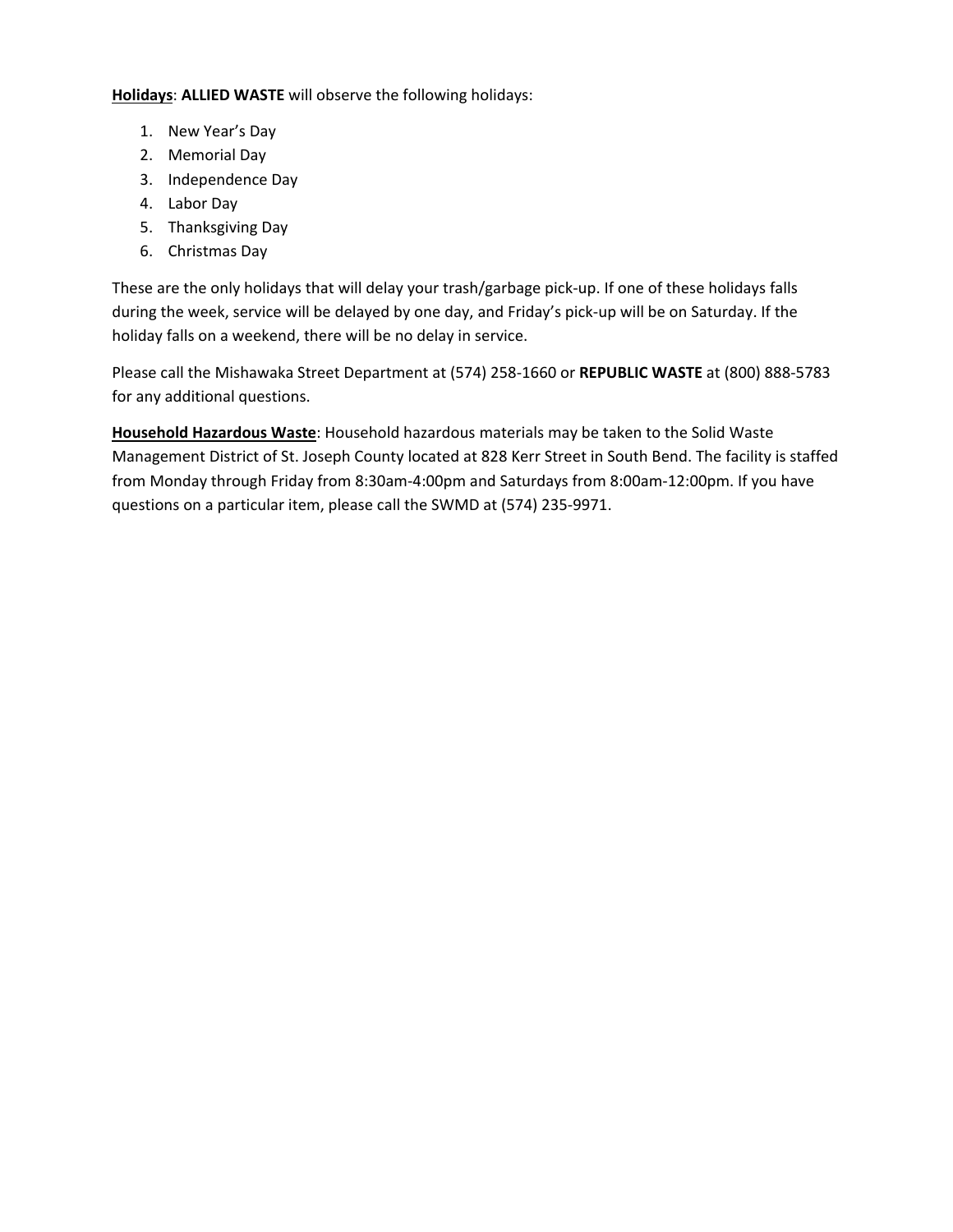**<u>Holidays</u>**: **ALLIED WASTE** will observe the following holidays:

1. New Year's Day
2. Memorial Day
3. Independence Day
4. Labor Day
5. Thanksgiving Day
6. Christmas Day

These are the only holidays that will delay your trash/garbage pick-up. If one of these holidays falls during the week, service will be delayed by one day, and Friday's pick-up will be on Saturday. If the holiday falls on a weekend, there will be no delay in service.

Please call the Mishawaka Street Department at (574) 258-1660 or **REPUBLIC WASTE** at (800) 888-5783 for any additional questions.

**<u>Household Hazardous Waste</u>**: Household hazardous materials may be taken to the Solid Waste Management District of St. Joseph County located at 828 Kerr Street in South Bend. The facility is staffed from Monday through Friday from 8:30am-4:00pm and Saturdays from 8:00am-12:00pm. If you have questions on a particular item, please call the SWMD at (574) 235-9971.